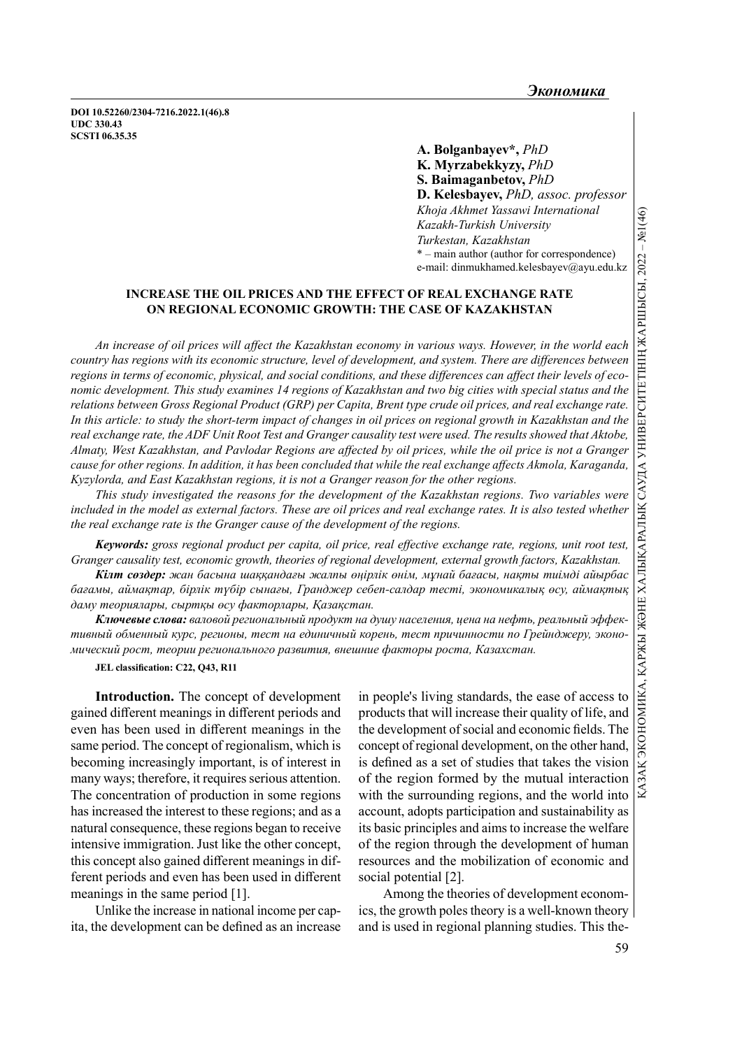DOI 10.52260/2304-7216.2022.1(46).8
UDC 330.43
SCSTI 06.35.35

**A. Bolganbayev\*,** *PhD*
**K. Myrzabekkyzy,** *PhD*
**S. Baimaganbetov,** *PhD*
**D. Kelesbayev,** *PhD, assoc. professor*
*Khoja Akhmet Yassawi International Kazakh-Turkish University*
*Turkestan, Kazakhstan*
\* – main author (author for correspondence)
e-mail: dinmukhamed.kelesbayev@ayu.edu.kz

# INCREASE THE OIL PRICES AND THE EFFECT OF REAL EXCHANGE RATE ON REGIONAL ECONOMIC GROWTH: THE CASE OF KAZAKHSTAN

*An increase of oil prices will affect the Kazakhstan economy in various ways. However, in the world each country has regions with its economic structure, level of development, and system. There are differences between regions in terms of economic, physical, and social conditions, and these differences can affect their levels of economic development. This study examines 14 regions of Kazakhstan and two big cities with special status and the relations between Gross Regional Product (GRP) per Capita, Brent type crude oil prices, and real exchange rate. In this article: to study the short-term impact of changes in oil prices on regional growth in Kazakhstan and the real exchange rate, the ADF Unit Root Test and Granger causality test were used. The results showed that Aktobe, Almaty, West Kazakhstan, and Pavlodar Regions are affected by oil prices, while the oil price is not a Granger cause for other regions. In addition, it has been concluded that while the real exchange affects Akmola, Karaganda, Kyzylorda, and East Kazakhstan regions, it is not a Granger reason for the other regions.*

*This study investigated the reasons for the development of the Kazakhstan regions. Two variables were included in the model as external factors. These are oil prices and real exchange rates. It is also tested whether the real exchange rate is the Granger cause of the development of the regions.*

***Keywords:*** *gross regional product per capita, oil price, real effective exchange rate, regions, unit root test, Granger causality test, economic growth, theories of regional development, external growth factors, Kazakhstan.*

***Кілт сөздер:*** *жан басына шаққандағы жалпы өңірлік өнім, мұнай бағасы, нақты тиімді айырбас бағамы, аймақтар, бірлік түбір сынағы, Грандҗер себеп-салдар тесті, экономикалық өсу, аймақтық даму теориялары, сыртқы өсу факторлары, Қазақстан.*

***Ключевые слова:*** *валовой региональный продукт на душу населения, цена на нефть, реальный эффективный обменный курс, регионы, тест на единичный корень, тест причинности по Грейнджеру, экономический рост, теории регионального развития, внешние факторы роста, Казахстан.*

**JEL classification: C22, Q43, R11**

**Introduction.** The concept of development gained different meanings in different periods and even has been used in different meanings in the same period. The concept of regionalism, which is becoming increasingly important, is of interest in many ways; therefore, it requires serious attention. The concentration of production in some regions has increased the interest to these regions; and as a natural consequence, these regions began to receive intensive immigration. Just like the other concept, this concept also gained different meanings in different periods and even has been used in different meanings in the same period [1].

Unlike the increase in national income per capita, the development can be defined as an increase in people's living standards, the ease of access to products that will increase their quality of life, and the development of social and economic fields. The concept of regional development, on the other hand, is defined as a set of studies that takes the vision of the region formed by the mutual interaction with the surrounding regions, and the world into account, adopts participation and sustainability as its basic principles and aims to increase the welfare of the region through the development of human resources and the mobilization of economic and social potential [2].

Among the theories of development economics, the growth poles theory is a well-known theory and is used in regional planning studies. This the-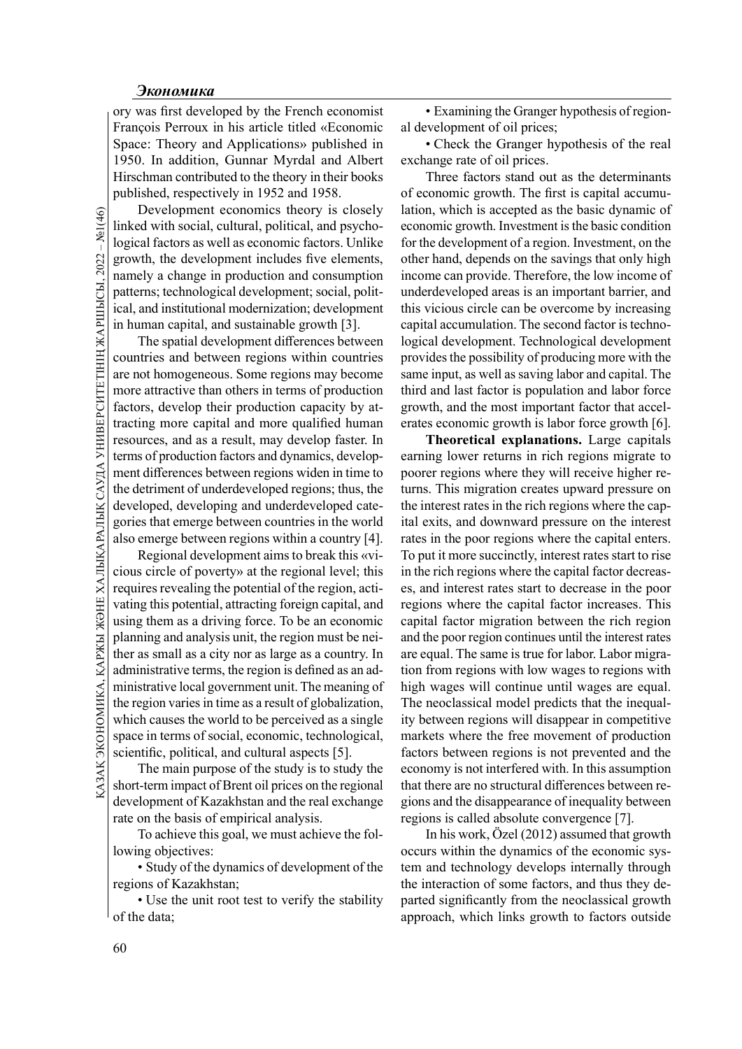ory was first developed by the French economist François Perroux in his article titled «Economic Space: Theory and Applications» published in 1950. In addition, Gunnar Myrdal and Albert Hirschman contributed to the theory in their books published, respectively in 1952 and 1958.

Development economics theory is closely linked with social, cultural, political, and psychological factors as well as economic factors. Unlike growth, the development includes five elements, namely a change in production and consumption patterns; technological development; social, political, and institutional modernization; development in human capital, and sustainable growth [3].

The spatial development differences between countries and between regions within countries are not homogeneous. Some regions may become more attractive than others in terms of production factors, develop their production capacity by attracting more capital and more qualified human resources, and as a result, may develop faster. In terms of production factors and dynamics, development differences between regions widen in time to the detriment of underdeveloped regions; thus, the developed, developing and underdeveloped categories that emerge between countries in the world also emerge between regions within a country [4].

Regional development aims to break this «vicious circle of poverty» at the regional level; this requires revealing the potential of the region, activating this potential, attracting foreign capital, and using them as a driving force. To be an economic planning and analysis unit, the region must be neither as small as a city nor as large as a country. In administrative terms, the region is defined as an administrative local government unit. The meaning of the region varies in time as a result of globalization, which causes the world to be perceived as a single space in terms of social, economic, technological, scientific, political, and cultural aspects [5].

The main purpose of the study is to study the short-term impact of Brent oil prices on the regional development of Kazakhstan and the real exchange rate on the basis of empirical analysis.

To achieve this goal, we must achieve the following objectives:

- Study of the dynamics of development of the regions of Kazakhstan;
- Use the unit root test to verify the stability of the data;
- Examining the Granger hypothesis of regional development of oil prices;
- Check the Granger hypothesis of the real exchange rate of oil prices.

Three factors stand out as the determinants of economic growth. The first is capital accumulation, which is accepted as the basic dynamic of economic growth. Investment is the basic condition for the development of a region. Investment, on the other hand, depends on the savings that only high income can provide. Therefore, the low income of underdeveloped areas is an important barrier, and this vicious circle can be overcome by increasing capital accumulation. The second factor is technological development. Technological development provides the possibility of producing more with the same input, as well as saving labor and capital. The third and last factor is population and labor force growth, and the most important factor that accelerates economic growth is labor force growth [6].

**Theoretical explanations.** Large capitals earning lower returns in rich regions migrate to poorer regions where they will receive higher returns. This migration creates upward pressure on the interest rates in the rich regions where the capital exits, and downward pressure on the interest rates in the poor regions where the capital enters. To put it more succinctly, interest rates start to rise in the rich regions where the capital factor decreases, and interest rates start to decrease in the poor regions where the capital factor increases. This capital factor migration between the rich region and the poor region continues until the interest rates are equal. The same is true for labor. Labor migration from regions with low wages to regions with high wages will continue until wages are equal. The neoclassical model predicts that the inequality between regions will disappear in competitive markets where the free movement of production factors between regions is not prevented and the economy is not interfered with. In this assumption that there are no structural differences between regions and the disappearance of inequality between regions is called absolute convergence [7].

In his work, Özel (2012) assumed that growth occurs within the dynamics of the economic system and technology develops internally through the interaction of some factors, and thus they departed significantly from the neoclassical growth approach, which links growth to factors outside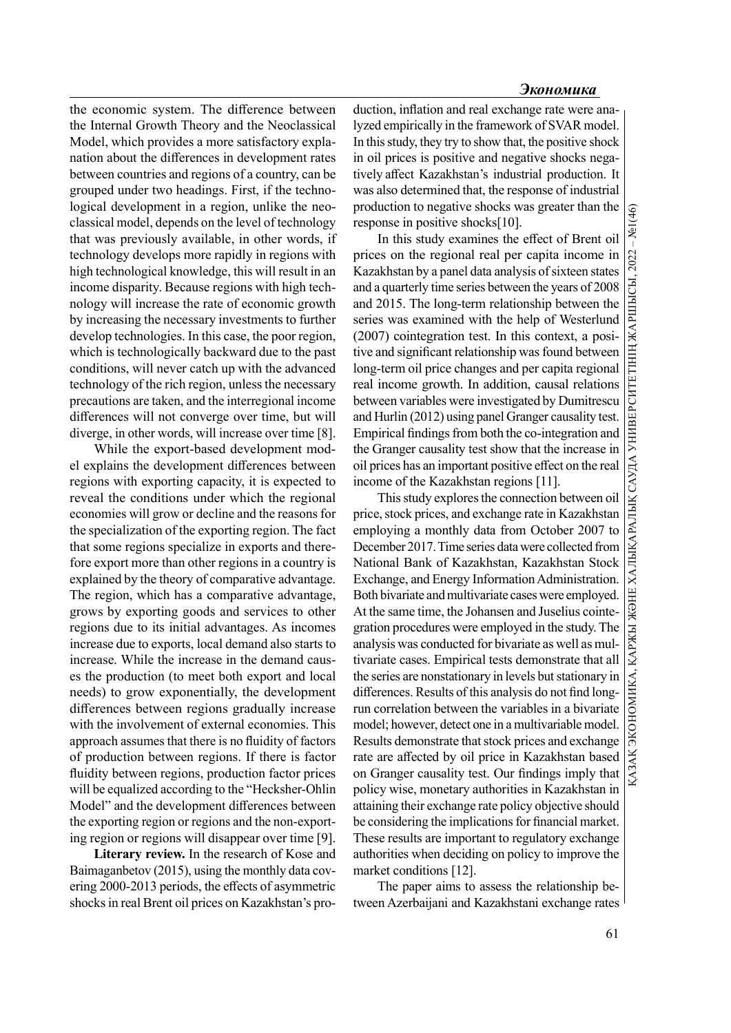the economic system. The difference between the Internal Growth Theory and the Neoclassical Model, which provides a more satisfactory explanation about the differences in development rates between countries and regions of a country, can be grouped under two headings. First, if the technological development in a region, unlike the neoclassical model, depends on the level of technology that was previously available, in other words, if technology develops more rapidly in regions with high technological knowledge, this will result in an income disparity. Because regions with high technology will increase the rate of economic growth by increasing the necessary investments to further develop technologies. In this case, the poor region, which is technologically backward due to the past conditions, will never catch up with the advanced technology of the rich region, unless the necessary precautions are taken, and the interregional income differences will not converge over time, but will diverge, in other words, will increase over time [8].

While the export-based development model explains the development differences between regions with exporting capacity, it is expected to reveal the conditions under which the regional economies will grow or decline and the reasons for the specialization of the exporting region. The fact that some regions specialize in exports and therefore export more than other regions in a country is explained by the theory of comparative advantage. The region, which has a comparative advantage, grows by exporting goods and services to other regions due to its initial advantages. As incomes increase due to exports, local demand also starts to increase. While the increase in the demand causes the production (to meet both export and local needs) to grow exponentially, the development differences between regions gradually increase with the involvement of external economies. This approach assumes that there is no fluidity of factors of production between regions. If there is factor fluidity between regions, production factor prices will be equalized according to the "Hecksher-Ohlin Model" and the development differences between the exporting region or regions and the non-exporting region or regions will disappear over time [9].

**Literary review.** In the research of Kose and Baimaganbetov (2015), using the monthly data covering 2000-2013 periods, the effects of asymmetric shocks in real Brent oil prices on Kazakhstan's production, inflation and real exchange rate were analyzed empirically in the framework of SVAR model. In this study, they try to show that, the positive shock in oil prices is positive and negative shocks negatively affect Kazakhstan's industrial production. It was also determined that, the response of industrial production to negative shocks was greater than the response in positive shocks[10].

In this study examines the effect of Brent oil prices on the regional real per capita income in Kazakhstan by a panel data analysis of sixteen states and a quarterly time series between the years of 2008 and 2015. The long-term relationship between the series was examined with the help of Westerlund (2007) cointegration test. In this context, a positive and significant relationship was found between long-term oil price changes and per capita regional real income growth. In addition, causal relations between variables were investigated by Dumitrescu and Hurlin (2012) using panel Granger causality test. Empirical findings from both the co-integration and the Granger causality test show that the increase in oil prices has an important positive effect on the real income of the Kazakhstan regions [11].

This study explores the connection between oil price, stock prices, and exchange rate in Kazakhstan employing a monthly data from October 2007 to December 2017. Time series data were collected from National Bank of Kazakhstan, Kazakhstan Stock Exchange, and Energy Information Administration. Both bivariate and multivariate cases were employed. At the same time, the Johansen and Juselius cointegration procedures were employed in the study. The analysis was conducted for bivariate as well as multivariate cases. Empirical tests demonstrate that all the series are nonstationary in levels but stationary in differences. Results of this analysis do not find long-run correlation between the variables in a bivariate model; however, detect one in a multivariable model. Results demonstrate that stock prices and exchange rate are affected by oil price in Kazakhstan based on Granger causality test. Our findings imply that policy wise, monetary authorities in Kazakhstan in attaining their exchange rate policy objective should be considering the implications for financial market. These results are important to regulatory exchange authorities when deciding on policy to improve the market conditions [12].

The paper aims to assess the relationship between Azerbaijani and Kazakhstani exchange rates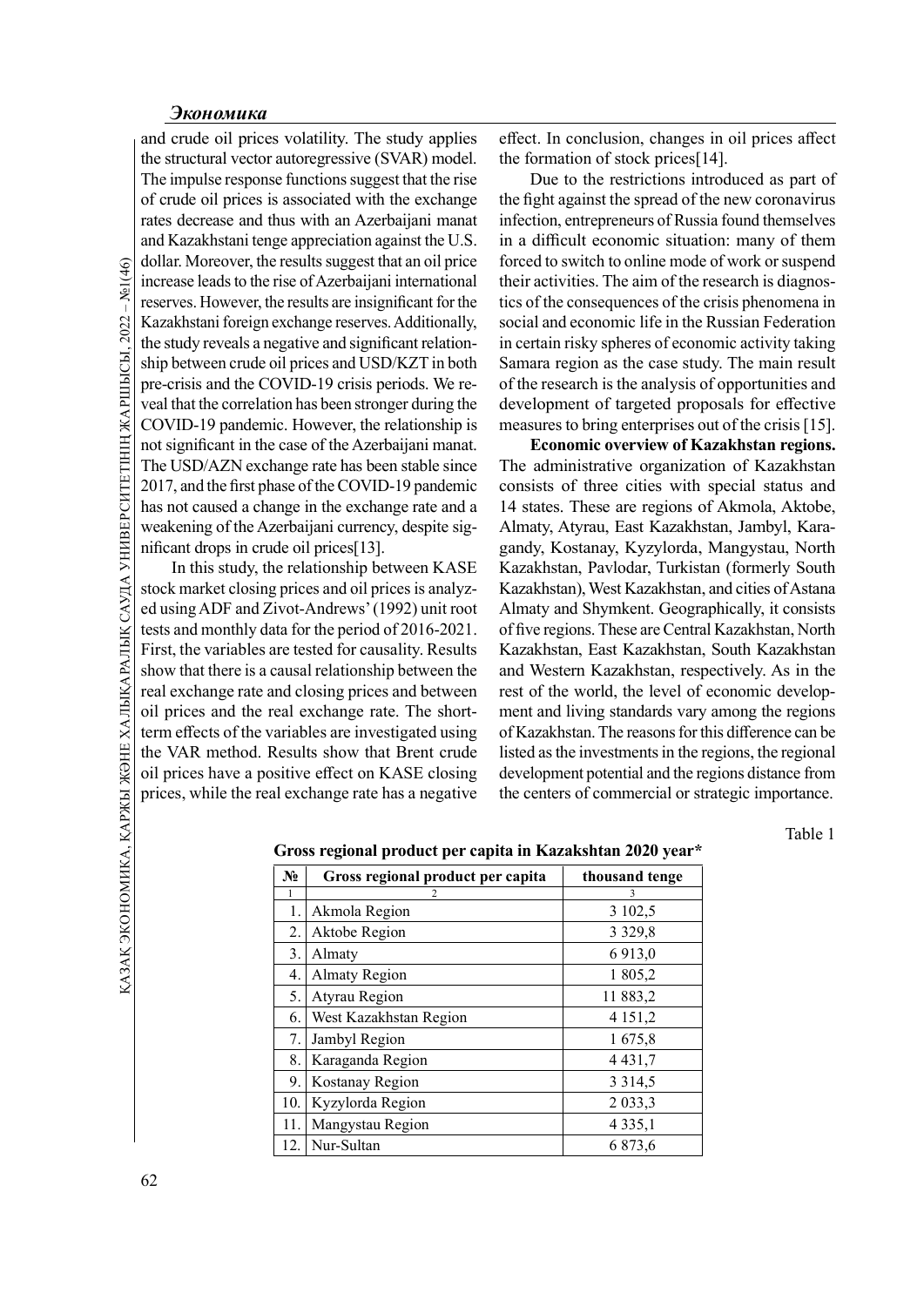and crude oil prices volatility. The study applies the structural vector autoregressive (SVAR) model. The impulse response functions suggest that the rise of crude oil prices is associated with the exchange rates decrease and thus with an Azerbaijani manat and Kazakhstani tenge appreciation against the U.S. dollar. Moreover, the results suggest that an oil price increase leads to the rise of Azerbaijani international reserves. However, the results are insignificant for the Kazakhstani foreign exchange reserves. Additionally, the study reveals a negative and significant relationship between crude oil prices and USD/KZT in both pre-crisis and the COVID-19 crisis periods. We reveal that the correlation has been stronger during the COVID-19 pandemic. However, the relationship is not significant in the case of the Azerbaijani manat. The USD/AZN exchange rate has been stable since 2017, and the first phase of the COVID-19 pandemic has not caused a change in the exchange rate and a weakening of the Azerbaijani currency, despite significant drops in crude oil prices[13].

In this study, the relationship between KASE stock market closing prices and oil prices is analyzed using ADF and Zivot-Andrews' (1992) unit root tests and monthly data for the period of 2016-2021. First, the variables are tested for causality. Results show that there is a causal relationship between the real exchange rate and closing prices and between oil prices and the real exchange rate. The short-term effects of the variables are investigated using the VAR method. Results show that Brent crude oil prices have a positive effect on KASE closing prices, while the real exchange rate has a negative effect. In conclusion, changes in oil prices affect the formation of stock prices[14].

Due to the restrictions introduced as part of the fight against the spread of the new coronavirus infection, entrepreneurs of Russia found themselves in a difficult economic situation: many of them forced to switch to online mode of work or suspend their activities. The aim of the research is diagnostics of the consequences of the crisis phenomena in social and economic life in the Russian Federation in certain risky spheres of economic activity taking Samara region as the case study. The main result of the research is the analysis of opportunities and development of targeted proposals for effective measures to bring enterprises out of the crisis [15].

**Economic overview of Kazakhstan regions.** The administrative organization of Kazakhstan consists of three cities with special status and 14 states. These are regions of Akmola, Aktobe, Almaty, Atyrau, East Kazakhstan, Jambyl, Karagandy, Kostanay, Kyzylorda, Mangystau, North Kazakhstan, Pavlodar, Turkistan (formerly South Kazakhstan), West Kazakhstan, and cities of Astana Almaty and Shymkent. Geographically, it consists of five regions. These are Central Kazakhstan, North Kazakhstan, East Kazakhstan, South Kazakhstan and Western Kazakhstan, respectively. As in the rest of the world, the level of economic development and living standards vary among the regions of Kazakhstan. The reasons for this difference can be listed as the investments in the regions, the regional development potential and the regions distance from the centers of commercial or strategic importance.

Table 1

**Gross regional product per capita in Kazakhstan 2020 year***

| № | Gross regional product per capita | thousand tenge |
|---|---|---|
| 1 | 2 | 3 |
| 1. | Akmola Region | 3 102,5 |
| 2. | Aktobe Region | 3 329,8 |
| 3. | Almaty | 6 913,0 |
| 4. | Almaty Region | 1 805,2 |
| 5. | Atyrau Region | 11 883,2 |
| 6. | West Kazakhstan Region | 4 151,2 |
| 7. | Jambyl Region | 1 675,8 |
| 8. | Karaganda Region | 4 431,7 |
| 9. | Kostanay Region | 3 314,5 |
| 10. | Kyzylorda Region | 2 033,3 |
| 11. | Mangystau Region | 4 335,1 |
| 12. | Nur-Sultan | 6 873,6 |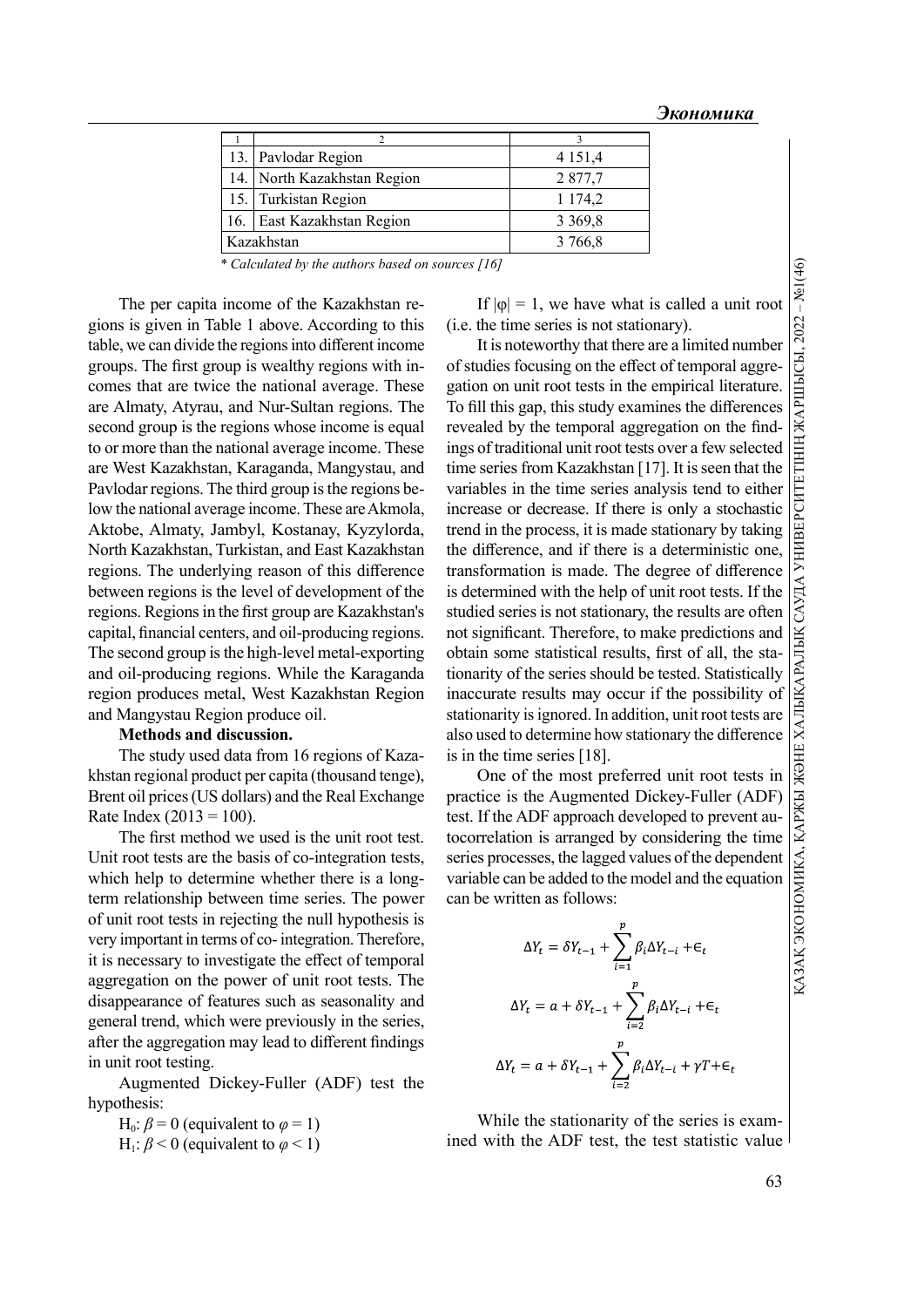| 1 | 2 | 3 |
|---|---|---|
| 13. | Pavlodar Region | 4 151,4 |
| 14. | North Kazakhstan Region | 2 877,7 |
| 15. | Turkistan Region | 1 174,2 |
| 16. | East Kazakhstan Region | 3 369,8 |
| Kazakhstan | | 3 766,8 |

*\* Calculated by the authors based on sources [16]*

The per capita income of the Kazakhstan regions is given in Table 1 above. According to this table, we can divide the regions into different income groups. The first group is wealthy regions with incomes that are twice the national average. These are Almaty, Atyrau, and Nur-Sultan regions. The second group is the regions whose income is equal to or more than the national average income. These are West Kazakhstan, Karaganda, Mangystau, and Pavlodar regions. The third group is the regions below the national average income. These are Akmola, Aktobe, Almaty, Jambyl, Kostanay, Kyzylorda, North Kazakhstan, Turkistan, and East Kazakhstan regions. The underlying reason of this difference between regions is the level of development of the regions. Regions in the first group are Kazakhstan's capital, financial centers, and oil-producing regions. The second group is the high-level metal-exporting and oil-producing regions. While the Karaganda region produces metal, West Kazakhstan Region and Mangystau Region produce oil.

**Methods and discussion.**

The study used data from 16 regions of Kazakhstan regional product per capita (thousand tenge), Brent oil prices (US dollars) and the Real Exchange Rate Index (2013 = 100).

The first method we used is the unit root test. Unit root tests are the basis of co-integration tests, which help to determine whether there is a long-term relationship between time series. The power of unit root tests in rejecting the null hypothesis is very important in terms of co- integration. Therefore, it is necessary to investigate the effect of temporal aggregation on the power of unit root tests. The disappearance of features such as seasonality and general trend, which were previously in the series, after the aggregation may lead to different findings in unit root testing.

Augmented Dickey-Fuller (ADF) test the hypothesis:

$H_0$: $\beta = 0$ (equivalent to $\varphi = 1$)

$H_1$: $\beta < 0$ (equivalent to $\varphi < 1$)

If $|\varphi| = 1$, we have what is called a unit root (i.e. the time series is not stationary).

It is noteworthy that there are a limited number of studies focusing on the effect of temporal aggregation on unit root tests in the empirical literature. To fill this gap, this study examines the differences revealed by the temporal aggregation on the findings of traditional unit root tests over a few selected time series from Kazakhstan [17]. It is seen that the variables in the time series analysis tend to either increase or decrease. If there is only a stochastic trend in the process, it is made stationary by taking the difference, and if there is a deterministic one, transformation is made. The degree of difference is determined with the help of unit root tests. If the studied series is not stationary, the results are often not significant. Therefore, to make predictions and obtain some statistical results, first of all, the stationarity of the series should be tested. Statistically inaccurate results may occur if the possibility of stationarity is ignored. In addition, unit root tests are also used to determine how stationary the difference is in the time series [18].

One of the most preferred unit root tests in practice is the Augmented Dickey-Fuller (ADF) test. If the ADF approach developed to prevent autocorrelation is arranged by considering the time series processes, the lagged values of the dependent variable can be added to the model and the equation can be written as follows:

$$\Delta Y_t = \delta Y_{t-1} + \sum_{i=1}^{p} \beta_i \Delta Y_{t-i} + \epsilon_t$$

$$\Delta Y_t = a + \delta Y_{t-1} + \sum_{i=2}^{p} \beta_i \Delta Y_{t-i} + \epsilon_t$$

$$\Delta Y_t = a + \delta Y_{t-1} + \sum_{i=2}^{p} \beta_i \Delta Y_{t-i} + \gamma T + \epsilon_t$$

While the stationarity of the series is examined with the ADF test, the test statistic value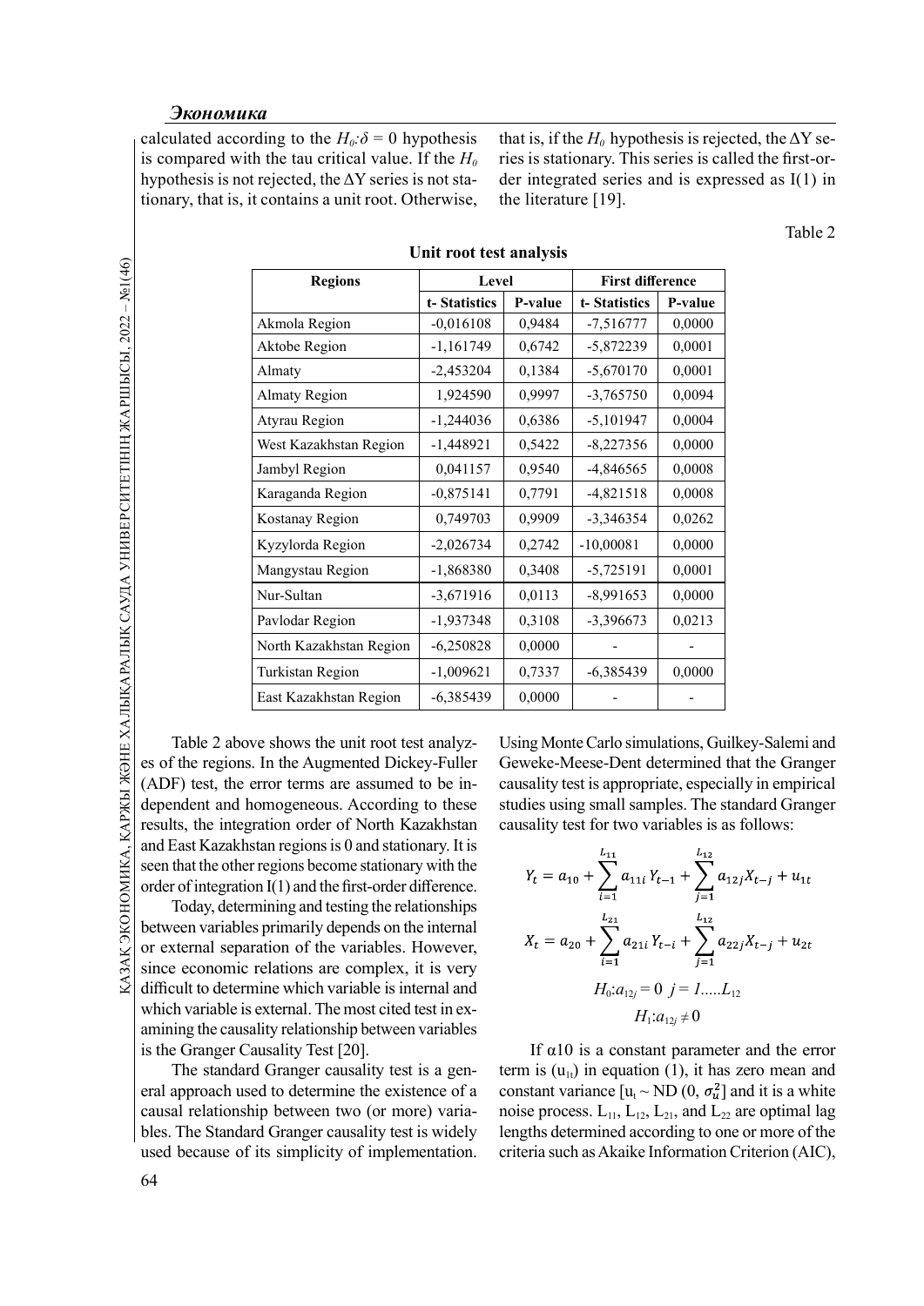calculated according to the $H_0$:$\delta = 0$ hypothesis is compared with the tau critical value. If the $H_0$ hypothesis is not rejected, the ΔY series is not stationary, that is, it contains a unit root. Otherwise, that is, if the $H_0$ hypothesis is rejected, the ΔY series is stationary. This series is called the first-order integrated series and is expressed as I(1) in the literature [19].

Table 2

**Unit root test analysis**

| Regions | Level | | First difference | |
|---|---|---|---|---|
| | t- Statistics | P-value | t- Statistics | P-value |
| Akmola Region | -0,016108 | 0,9484 | -7,516777 | 0,0000 |
| Aktobe Region | -1,161749 | 0,6742 | -5,872239 | 0,0001 |
| Almaty | -2,453204 | 0,1384 | -5,670170 | 0,0001 |
| Almaty Region | 1,924590 | 0,9997 | -3,765750 | 0,0094 |
| Atyrau Region | -1,244036 | 0,6386 | -5,101947 | 0,0004 |
| West Kazakhstan Region | -1,448921 | 0,5422 | -8,227356 | 0,0000 |
| Jambyl Region | 0,041157 | 0,9540 | -4,846565 | 0,0008 |
| Karaganda Region | -0,875141 | 0,7791 | -4,821518 | 0,0008 |
| Kostanay Region | 0,749703 | 0,9909 | -3,346354 | 0,0262 |
| Kyzylorda Region | -2,026734 | 0,2742 | -10,00081 | 0,0000 |
| Mangystau Region | -1,868380 | 0,3408 | -5,725191 | 0,0001 |
| Nur-Sultan | -3,671916 | 0,0113 | -8,991653 | 0,0000 |
| Pavlodar Region | -1,937348 | 0,3108 | -3,396673 | 0,0213 |
| North Kazakhstan Region | -6,250828 | 0,0000 | - | - |
| Turkistan Region | -1,009621 | 0,7337 | -6,385439 | 0,0000 |
| East Kazakhstan Region | -6,385439 | 0,0000 | - | - |

Table 2 above shows the unit root test analyzes of the regions. In the Augmented Dickey-Fuller (ADF) test, the error terms are assumed to be independent and homogeneous. According to these results, the integration order of North Kazakhstan and East Kazakhstan regions is 0 and stationary. It is seen that the other regions become stationary with the order of integration I(1) and the first-order difference.

Today, determining and testing the relationships between variables primarily depends on the internal or external separation of the variables. However, since economic relations are complex, it is very difficult to determine which variable is internal and which variable is external. The most cited test in examining the causality relationship between variables is the Granger Causality Test [20].

The standard Granger causality test is a general approach used to determine the existence of a causal relationship between two (or more) variables. The Standard Granger causality test is widely used because of its simplicity of implementation. Using Monte Carlo simulations, Guilkey-Salemi and Geweke-Meese-Dent determined that the Granger causality test is appropriate, especially in empirical studies using small samples. The standard Granger causality test for two variables is as follows:

$$Y_t = a_{10} + \sum_{i=1}^{L_{11}} a_{11i} Y_{t-1} + \sum_{j=1}^{L_{12}} a_{12j} X_{t-j} + u_{1t}$$

$$X_t = a_{20} + \sum_{i=1}^{L_{21}} a_{21i} Y_{t-i} + \sum_{j=1}^{L_{12}} a_{22j} X_{t-j} + u_{2t}$$

$$H_0: a_{12j} = 0 \quad j = 1.....L_{12}$$

$$H_1: a_{12j} \neq 0$$

If α10 is a constant parameter and the error term is ($u_{1t}$) in equation (1), it has zero mean and constant variance [$u_t \sim ND(0, \sigma_u^2)$] and it is a white noise process. $L_{11}$, $L_{12}$, $L_{21}$, and $L_{22}$ are optimal lag lengths determined according to one or more of the criteria such as Akaike Information Criterion (AIC),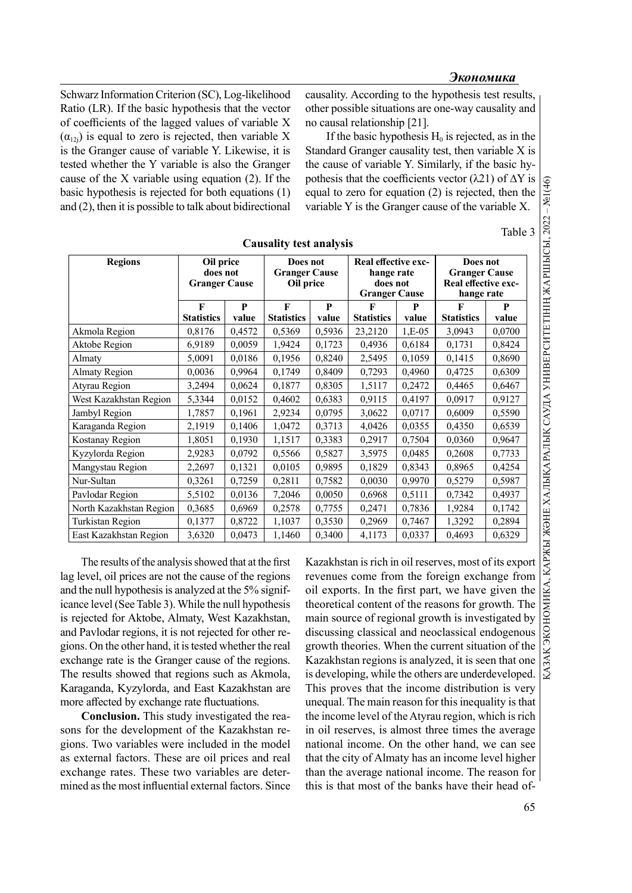Schwarz Information Criterion (SC), Log-likelihood Ratio (LR). If the basic hypothesis that the vector of coefficients of the lagged values of variable X ($\alpha_{12j}$) is equal to zero is rejected, then variable X is the Granger cause of variable Y. Likewise, it is tested whether the Y variable is also the Granger cause of the X variable using equation (2). If the basic hypothesis is rejected for both equations (1) and (2), then it is possible to talk about bidirectional causality. According to the hypothesis test results, other possible situations are one-way causality and no causal relationship [21].

If the basic hypothesis $H_0$ is rejected, as in the Standard Granger causality test, then variable X is the cause of variable Y. Similarly, if the basic hypothesis that the coefficients vector ($\lambda 21$) of $\Delta Y$ is equal to zero for equation (2) is rejected, then the variable Y is the Granger cause of the variable X.

Table 3

**Causality test analysis**

| Regions | Oil price does not Granger Cause | | Does not Granger Cause Oil price | | Real effective exchange rate does not Granger Cause | | Does not Granger Cause Real effective exchange rate | |
|---|---|---|---|---|---|---|---|---|
| | F Statistics | P value | F Statistics | P value | F Statistics | P value | F Statistics | P value |
| Akmola Region | 0,8176 | 0,4572 | 0,5369 | 0,5936 | 23,2120 | 1,E-05 | 3,0943 | 0,0700 |
| Aktobe Region | 6,9189 | 0,0059 | 1,9424 | 0,1723 | 0,4936 | 0,6184 | 0,1731 | 0,8424 |
| Almaty | 5,0091 | 0,0186 | 0,1956 | 0,8240 | 2,5495 | 0,1059 | 0,1415 | 0,8690 |
| Almaty Region | 0,0036 | 0,9964 | 0,1749 | 0,8409 | 0,7293 | 0,4960 | 0,4725 | 0,6309 |
| Atyrau Region | 3,2494 | 0,0624 | 0,1877 | 0,8305 | 1,5117 | 0,2472 | 0,4465 | 0,6467 |
| West Kazakhstan Region | 5,3344 | 0,0152 | 0,4602 | 0,6383 | 0,9115 | 0,4197 | 0,0917 | 0,9127 |
| Jambyl Region | 1,7857 | 0,1961 | 2,9234 | 0,0795 | 3,0622 | 0,0717 | 0,6009 | 0,5590 |
| Karaganda Region | 2,1919 | 0,1406 | 1,0472 | 0,3713 | 4,0426 | 0,0355 | 0,4350 | 0,6539 |
| Kostanay Region | 1,8051 | 0,1930 | 1,1517 | 0,3383 | 0,2917 | 0,7504 | 0,0360 | 0,9647 |
| Kyzylorda Region | 2,9283 | 0,0792 | 0,5566 | 0,5827 | 3,5975 | 0,0485 | 0,2608 | 0,7733 |
| Mangystau Region | 2,2697 | 0,1321 | 0,0105 | 0,9895 | 0,1829 | 0,8343 | 0,8965 | 0,4254 |
| Nur-Sultan | 0,3261 | 0,7259 | 0,2811 | 0,7582 | 0,0030 | 0,9970 | 0,5279 | 0,5987 |
| Pavlodar Region | 5,5102 | 0,0136 | 7,2046 | 0,0050 | 0,6968 | 0,5111 | 0,7342 | 0,4937 |
| North Kazakhstan Region | 0,3685 | 0,6969 | 0,2578 | 0,7755 | 0,2471 | 0,7836 | 1,9284 | 0,1742 |
| Turkistan Region | 0,1377 | 0,8722 | 1,1037 | 0,3530 | 0,2969 | 0,7467 | 1,3292 | 0,2894 |
| East Kazakhstan Region | 3,6320 | 0,0473 | 1,1460 | 0,3400 | 4,1173 | 0,0337 | 0,4693 | 0,6329 |

The results of the analysis showed that at the first lag level, oil prices are not the cause of the regions and the null hypothesis is analyzed at the 5% significance level (See Table 3). While the null hypothesis is rejected for Aktobe, Almaty, West Kazakhstan, and Pavlodar regions, it is not rejected for other regions. On the other hand, it is tested whether the real exchange rate is the Granger cause of the regions. The results showed that regions such as Akmola, Karaganda, Kyzylorda, and East Kazakhstan are more affected by exchange rate fluctuations.

**Conclusion.** This study investigated the reasons for the development of the Kazakhstan regions. Two variables were included in the model as external factors. These are oil prices and real exchange rates. These two variables are determined as the most influential external factors. Since Kazakhstan is rich in oil reserves, most of its export revenues come from the foreign exchange from oil exports. In the first part, we have given the theoretical content of the reasons for growth. The main source of regional growth is investigated by discussing classical and neoclassical endogenous growth theories. When the current situation of the Kazakhstan regions is analyzed, it is seen that one is developing, while the others are underdeveloped. This proves that the income distribution is very unequal. The main reason for this inequality is that the income level of the Atyrau region, which is rich in oil reserves, is almost three times the average national income. On the other hand, we can see that the city of Almaty has an income level higher than the average national income. The reason for this is that most of the banks have their head of-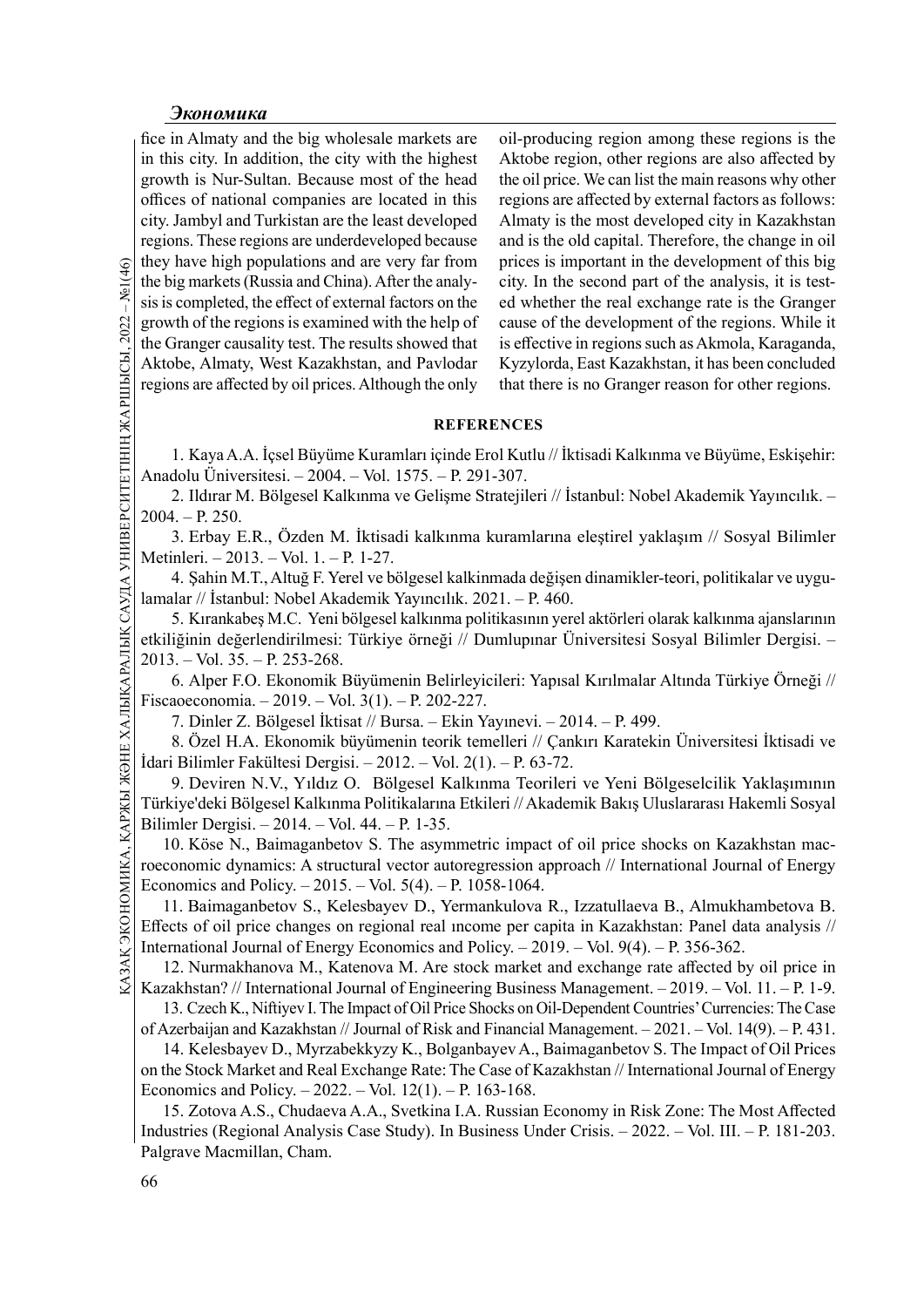fice in Almaty and the big wholesale markets are in this city. In addition, the city with the highest growth is Nur-Sultan. Because most of the head offices of national companies are located in this city. Jambyl and Turkistan are the least developed regions. These regions are underdeveloped because they have high populations and are very far from the big markets (Russia and China). After the analysis is completed, the effect of external factors on the growth of the regions is examined with the help of the Granger causality test. The results showed that Aktobe, Almaty, West Kazakhstan, and Pavlodar regions are affected by oil prices. Although the only oil-producing region among these regions is the Aktobe region, other regions are also affected by the oil price. We can list the main reasons why other regions are affected by external factors as follows: Almaty is the most developed city in Kazakhstan and is the old capital. Therefore, the change in oil prices is important in the development of this big city. In the second part of the analysis, it is tested whether the real exchange rate is the Granger cause of the development of the regions. While it is effective in regions such as Akmola, Karaganda, Kyzylorda, East Kazakhstan, it has been concluded that there is no Granger reason for other regions.

## REFERENCES

1. Kaya A.A. İçsel Büyüme Kuramları içinde Erol Kutlu // İktisadi Kalkınma ve Büyüme, Eskişehir: Anadolu Üniversitesi. – 2004. – Vol. 1575. – P. 291-307.
2. Ildırar M. Bölgesel Kalkınma ve Gelişme Stratejileri // İstanbul: Nobel Akademik Yayıncılık. – 2004. – P. 250.
3. Erbay E.R., Özden M. İktisadi kalkınma kuramlarına eleştirel yaklaşım // Sosyal Bilimler Metinleri. – 2013. – Vol. 1. – P. 1-27.
4. Şahin M.T., Altuğ F. Yerel ve bölgesel kalkinmada değişen dinamikler-teori, politikalar ve uygulamalar // İstanbul: Nobel Akademik Yayıncılık. 2021. – P. 460.
5. Kırankabeş M.C. Yeni bölgesel kalkınma politikasının yerel aktörleri olarak kalkınma ajanslarının etkiliğinin değerlendirilmesi: Türkiye örneği // Dumlupınar Üniversitesi Sosyal Bilimler Dergisi. – 2013. – Vol. 35. – P. 253-268.
6. Alper F.O. Ekonomik Büyümenin Belirleyicileri: Yapısal Kırılmalar Altında Türkiye Örneği // Fiscaoeconomia. – 2019. – Vol. 3(1). – P. 202-227.
7. Dinler Z. Bölgesel İktisat // Bursa. – Ekin Yayınevi. – 2014. – P. 499.
8. Özel H.A. Ekonomik büyümenin teorik temelleri // Çankırı Karatekin Üniversitesi İktisadi ve İdari Bilimler Fakültesi Dergisi. – 2012. – Vol. 2(1). – P. 63-72.
9. Deviren N.V., Yıldız O. Bölgesel Kalkınma Teorileri ve Yeni Bölgeselcilik Yaklaşımının Türkiye'deki Bölgesel Kalkınma Politikalarına Etkileri // Akademik Bakış Uluslararası Hakemli Sosyal Bilimler Dergisi. – 2014. – Vol. 44. – P. 1-35.
10. Köse N., Baimaganbetov S. The asymmetric impact of oil price shocks on Kazakhstan macroeconomic dynamics: A structural vector autoregression approach // International Journal of Energy Economics and Policy. – 2015. – Vol. 5(4). – P. 1058-1064.
11. Baimaganbetov S., Kelesbayev D., Yermankulova R., Izzatullaeva B., Almukhambetova B. Effects of oil price changes on regional real ıncome per capita in Kazakhstan: Panel data analysis // International Journal of Energy Economics and Policy. – 2019. – Vol. 9(4). – P. 356-362.
12. Nurmakhanova M., Katenova M. Are stock market and exchange rate affected by oil price in Kazakhstan? // International Journal of Engineering Business Management. – 2019. – Vol. 11. – P. 1-9.
13. Czech K., Niftiyev I. The Impact of Oil Price Shocks on Oil-Dependent Countries' Currencies: The Case of Azerbaijan and Kazakhstan // Journal of Risk and Financial Management. – 2021. – Vol. 14(9). – P. 431.
14. Kelesbayev D., Myrzabekkyzy K., Bolganbayev A., Baimaganbetov S. The Impact of Oil Prices on the Stock Market and Real Exchange Rate: The Case of Kazakhstan // International Journal of Energy Economics and Policy. – 2022. – Vol. 12(1). – P. 163-168.
15. Zotova A.S., Chudaeva A.A., Svetkina I.A. Russian Economy in Risk Zone: The Most Affected Industries (Regional Analysis Case Study). In Business Under Crisis. – 2022. – Vol. III. – P. 181-203. Palgrave Macmillan, Cham.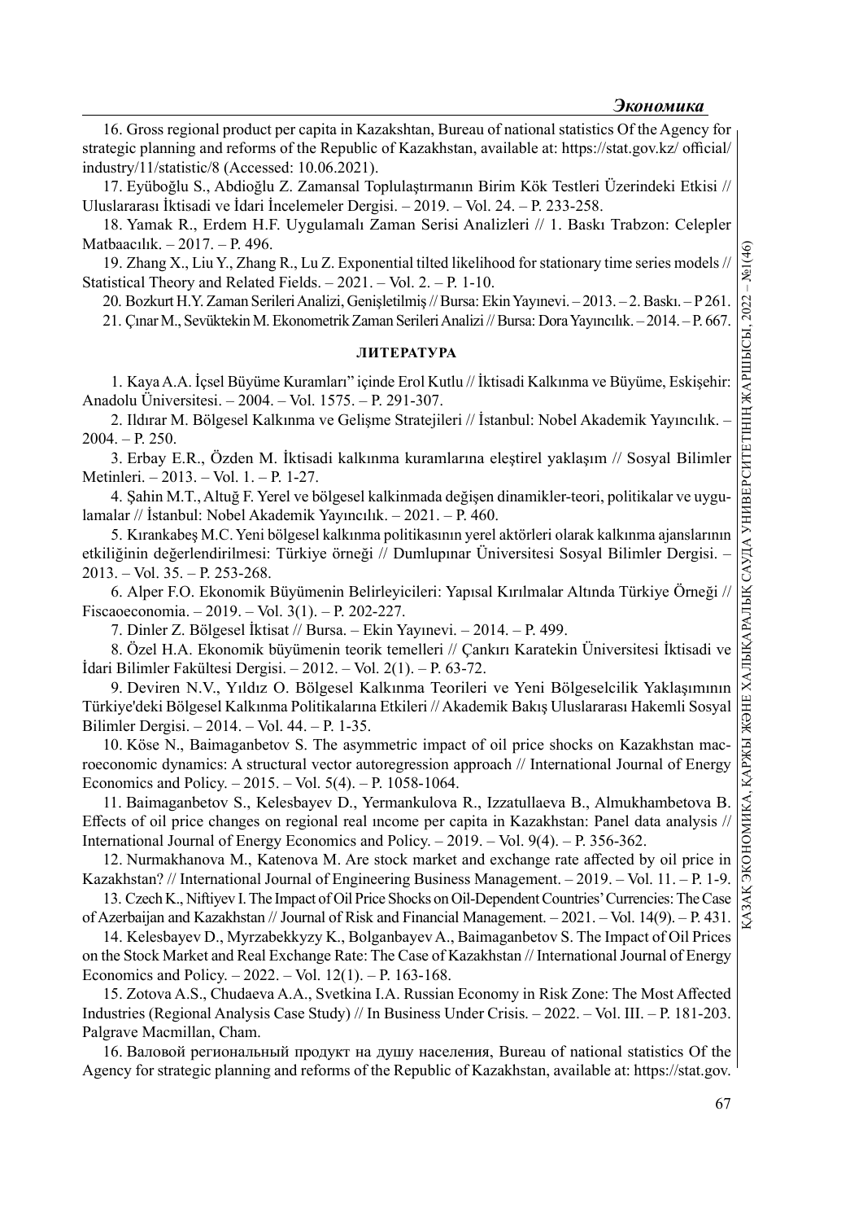16. Gross regional product per capita in Kazakshtan, Bureau of national statistics Of the Agency for strategic planning and reforms of the Republic of Kazakhstan, available at: https://stat.gov.kz/ official/ industry/11/statistic/8 (Accessed: 10.06.2021).

17. Eyüboğlu S., Abdioğlu Z. Zamansal Toplulaştırmanın Birim Kök Testleri Üzerindeki Etkisi // Uluslararası İktisadi ve İdari İncelemeler Dergisi. – 2019. – Vol. 24. – P. 233-258.

18. Yamak R., Erdem H.F. Uygulamalı Zaman Serisi Analizleri // 1. Baskı Trabzon: Celepler Matbaacılık. – 2017. – P. 496.

19. Zhang X., Liu Y., Zhang R., Lu Z. Exponential tilted likelihood for stationary time series models // Statistical Theory and Related Fields. – 2021. – Vol. 2. – P. 1-10.

20. Bozkurt H.Y. Zaman Serileri Analizi, Genişletilmiş // Bursa: Ekin Yayınevi. – 2013. – 2. Baskı. – P 261.

21. Çınar M., Sevüktekin M. Ekonometrik Zaman Serileri Analizi // Bursa: Dora Yayıncılık. – 2014. – P. 667.

## ЛИТЕРАТУРА

1. Kaya A.A. İçsel Büyüme Kuramları" içinde Erol Kutlu // İktisadi Kalkınma ve Büyüme, Eskişehir: Anadolu Üniversitesi. – 2004. – Vol. 1575. – P. 291-307.

2. Ildırar M. Bölgesel Kalkınma ve Gelişme Stratejileri // İstanbul: Nobel Akademik Yayıncılık. – 2004. – P. 250.

3. Erbay E.R., Özden M. İktisadi kalkınma kuramlarına eleştirel yaklaşım // Sosyal Bilimler Metinleri. – 2013. – Vol. 1. – P. 1-27.

4. Şahin M.T., Altuğ F. Yerel ve bölgesel kalkinmada değişen dinamikler-teori, politikalar ve uygulamalar // İstanbul: Nobel Akademik Yayıncılık. – 2021. – P. 460.

5. Kırankabeş M.C. Yeni bölgesel kalkınma politikasının yerel aktörleri olarak kalkınma ajanslarının etkiliğinin değerlendirilmesi: Türkiye örneği // Dumlupınar Üniversitesi Sosyal Bilimler Dergisi. – 2013. – Vol. 35. – P. 253-268.

6. Alper F.O. Ekonomik Büyümenin Belirleyicileri: Yapısal Kırılmalar Altında Türkiye Örneği // Fiscaoeconomia. – 2019. – Vol. 3(1). – P. 202-227.

7. Dinler Z. Bölgesel İktisat // Bursa. – Ekin Yayınevi. – 2014. – P. 499.

8. Özel H.A. Ekonomik büyümenin teorik temelleri // Çankırı Karatekin Üniversitesi İktisadi ve İdari Bilimler Fakültesi Dergisi. – 2012. – Vol. 2(1). – P. 63-72.

9. Deviren N.V., Yıldız O. Bölgesel Kalkınma Teorileri ve Yeni Bölgeselcilik Yaklaşımının Türkiye'deki Bölgesel Kalkınma Politikalarına Etkileri // Akademik Bakış Uluslararası Hakemli Sosyal Bilimler Dergisi. – 2014. – Vol. 44. – P. 1-35.

10. Köse N., Baimaganbetov S. The asymmetric impact of oil price shocks on Kazakhstan macroeconomic dynamics: A structural vector autoregression approach // International Journal of Energy Economics and Policy. – 2015. – Vol. 5(4). – P. 1058-1064.

11. Baimaganbetov S., Kelesbayev D., Yermankulova R., Izzatullaeva B., Almukhambetova B. Effects of oil price changes on regional real ıncome per capita in Kazakhstan: Panel data analysis // International Journal of Energy Economics and Policy. – 2019. – Vol. 9(4). – P. 356-362.

12. Nurmakhanova M., Katenova M. Are stock market and exchange rate affected by oil price in Kazakhstan? // International Journal of Engineering Business Management. – 2019. – Vol. 11. – P. 1-9.

13. Czech K., Niftiyev I. The Impact of Oil Price Shocks on Oil-Dependent Countries' Currencies: The Case of Azerbaijan and Kazakhstan // Journal of Risk and Financial Management. – 2021. – Vol. 14(9). – P. 431.

14. Kelesbayev D., Myrzabekkyzy K., Bolganbayev A., Baimaganbetov S. The Impact of Oil Prices on the Stock Market and Real Exchange Rate: The Case of Kazakhstan // International Journal of Energy Economics and Policy. – 2022. – Vol. 12(1). – P. 163-168.

15. Zotova A.S., Chudaeva A.A., Svetkina I.A. Russian Economy in Risk Zone: The Most Affected Industries (Regional Analysis Case Study) // In Business Under Crisis. – 2022. – Vol. III. – P. 181-203. Palgrave Macmillan, Cham.

16. Валовой региональный продукт на душу населения, Bureau of national statistics Of the Agency for strategic planning and reforms of the Republic of Kazakhstan, available at: https://stat.gov.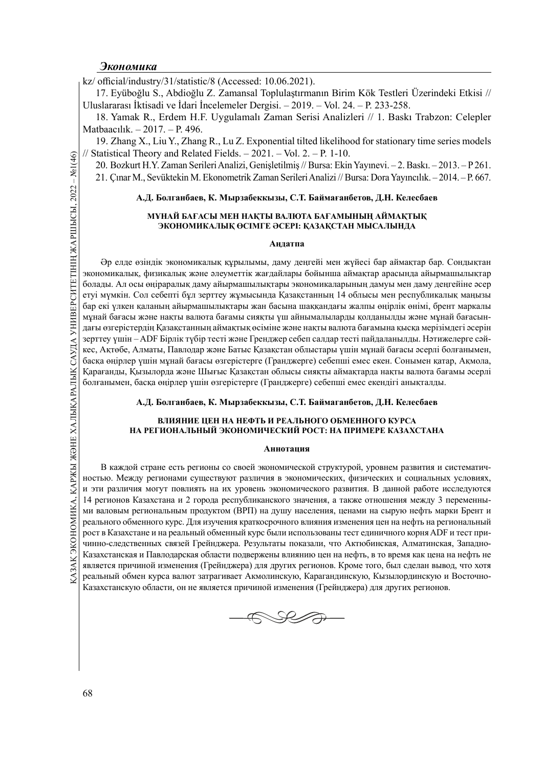kz/ official/industry/31/statistic/8 (Accessed: 10.06.2021).

17. Eyüboğlu S., Abdioğlu Z. Zamansal Toplulaştırmanın Birim Kök Testleri Üzerindeki Etkisi // Uluslararası İktisadi ve İdari İncelemeler Dergisi. – 2019. – Vol. 24. – P. 233-258.

18. Yamak R., Erdem H.F. Uygulamalı Zaman Serisi Analizleri // 1. Baskı Trabzon: Celepler Matbaacılık. – 2017. – P. 496.

19. Zhang X., Liu Y., Zhang R., Lu Z. Exponential tilted likelihood for stationary time series models // Statistical Theory and Related Fields. – 2021. – Vol. 2. – P. 1-10.

20. Bozkurt H.Y. Zaman Serileri Analizi, Genişletilmiş // Bursa: Ekin Yayınevi. – 2. Baskı. – 2013. – P 261.

21. Çınar M., Sevüktekin M. Ekonometrik Zaman Serileri Analizi // Bursa: Dora Yayıncılık. – 2014. – P. 667.

**А.Д. Болганбаев, К. Мырзабеккызы, С.Т. Баймағанбетов, Д.Н. Келесбаев**

## МҰНАЙ БАҒАСЫ МЕН НАҚТЫ ВАЛЮТА БАҒАМЫНЫҢ АЙМАҚТЫҚ ЭКОНОМИКАЛЫҚ ӨСІМГЕ ӘСЕРІ: ҚАЗАҚСТАН МЫСАЛЫНДА

### Аңдатпа

Әр елде өзіндік экономикалық құрылымы, даму деңгейі мен жүйесі бар аймақтар бар. Сондықтан экономикалық, физикалық және әлеуметтік жағдайлары бойынша аймақтар арасында айырмашылықтар болады. Ал осы өңіраралық даму айырмашылықтары экономикаларының дамуы мен даму деңгейіне әсер етуі мүмкін. Сол себепті бұл зерттеу жұмысында Қазақстанның 14 облысы мен республикалық маңызы бар екі үлкен қаланың айырмашылықтары жан басына шаққандағы жалпы өңірлік өнімі, брент маркалы мұнай бағасы және нақты валюта бағамы сияқты үш айнымалыларды қолданылды және мұнай бағасындағы өзгерістердің Қазақстанның аймақтық өсіміне және нақты валюта бағамына қысқа мерізімдегі әсерін зерттеу үшін – ADF Бірлік түбір тесті және Гренджер себеп салдар тесті пайдаланылды. Нәтижелерге сәйкес, Ақтөбе, Алматы, Павлодар және Батыс Қазақстан облыстары үшін мұнай бағасы әсерлі болғанымен, басқа өңірлер үшін мұнай бағасы өзгерістерге (Гранджерге) себепші емес екен. Сонымен қатар, Ақмола, Қарағанды, Қызылорда және Шығыс Қазақстан облысы сияқты аймақтарда нақты валюта бағамы әсерлі болғанымен, басқа өңірлер үшін өзгерістерге (Гранджерге) себепші емес екендігі анықталды.

**А.Д. Болганбаев, К. Мырзабеккызы, С.Т. Баймаганбетов, Д.Н. Келесбаев**

## ВЛИЯНИЕ ЦЕН НА НЕФТЬ И РЕАЛЬНОГО ОБМЕННОГО КУРСА НА РЕГИОНАЛЬНЫЙ ЭКОНОМИЧЕСКИЙ РОСТ: НА ПРИМЕРЕ КАЗАХСТАНА

### Аннотация

В каждой стране есть регионы со своей экономической структурой, уровнем развития и систематичностью. Между регионами существуют различия в экономических, физических и социальных условиях, и эти различия могут повлиять на их уровень экономического развития. В данной работе исследуются 14 регионов Казахстана и 2 города республиканского значения, а также отношения между 3 переменными валовым региональным продуктом (ВРП) на душу населения, ценами на сырую нефть марки Брент и реального обменного курс. Для изучения краткосрочного влияния изменения цен на нефть на региональный рост в Казахстане и на реальный обменный курс были использованы тест единичного корня ADF и тест причинно-следственных связей Грейнджера. Результаты показали, что Актюбинская, Алматинская, Западно-Казахстанская и Павлодарская области подвержены влиянию цен на нефть, в то время как цена на нефть не является причиной изменения (Грейнджера) для других регионов. Кроме того, был сделан вывод, что хотя реальный обмен курса валют затрагивает Акмолинскую, Карагандинскую, Кызылординскую и Восточно-Казахстанскую области, он не является причиной изменения (Грейнджера) для других регионов.